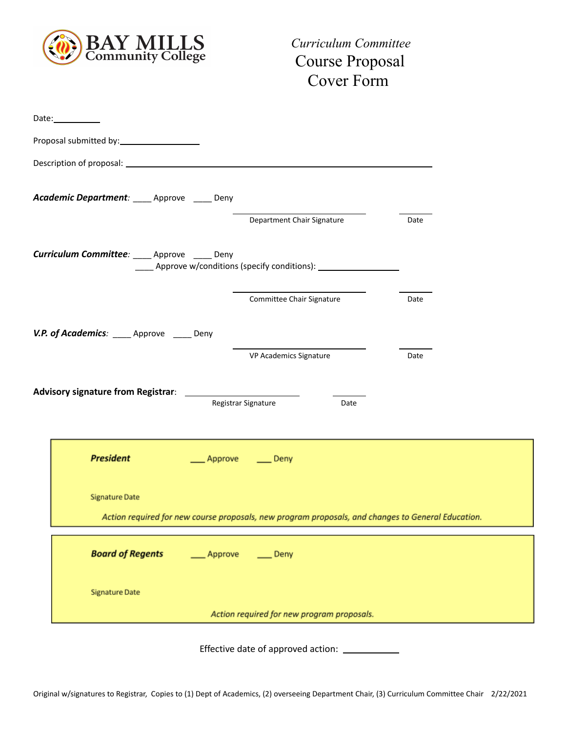BAY MILLS Community College

*Curriculum Committee*

# Course Proposal Cover Form

Date: __________

Proposal submitted by: ________________

Description of proposal: ______________________________________________________________

***Academic Department***: ____ Approve ____ Deny

Department Chair Signature ____________________ Date ________

***Curriculum Committee***: ____ Approve ____ Deny

____ Approve w/conditions (specify conditions): ________________

Committee Chair Signature ____________________ Date ________

***V.P. of Academics***: ____ Approve ____ Deny

VP Academics Signature ____________________ Date ________

**Advisory signature from Registrar**: ____________________ Date ________

Registrar Signature

***President*** ___ Approve ___ Deny

Signature Date

*Action required for new course proposals, new program proposals, and changes to General Education.*

***Board of Regents*** ___ Approve ___ Deny

Signature Date

*Action required for new program proposals.*

Effective date of approved action: __________

Original w/signatures to Registrar, Copies to (1) Dept of Academics, (2) overseeing Department Chair, (3) Curriculum Committee Chair 2/22/2021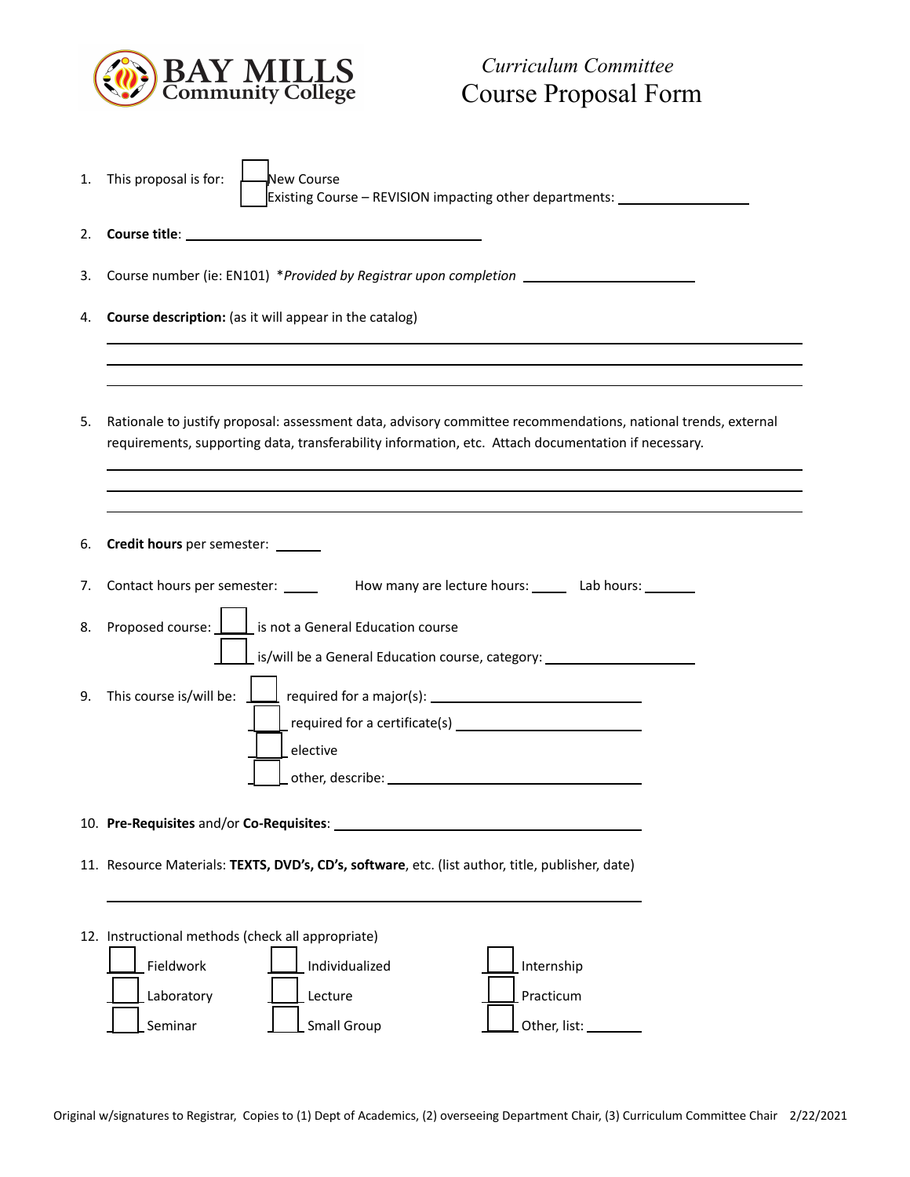BAY MILLS Community College

*Curriculum Committee*

# Course Proposal Form

1. This proposal is for: ☐ New Course
   ☐ Existing Course – REVISION impacting other departments: ______________

2. **Course title**: ______________________________

3. Course number (ie: EN101) **Provided by Registrar upon completion* ______________

4. **Course description:** (as it will appear in the catalog)

   ______________________________________________________________________

   ______________________________________________________________________

   ______________________________________________________________________

5. Rationale to justify proposal: assessment data, advisory committee recommendations, national trends, external requirements, supporting data, transferability information, etc. Attach documentation if necessary.

   ______________________________________________________________________

   ______________________________________________________________________

   ______________________________________________________________________

6. **Credit hours** per semester: _____

7. Contact hours per semester: _____ How many are lecture hours: _____ Lab hours: _____

8. Proposed course: ☐ is not a General Education course
   ☐ is/will be a General Education course, category: ______________

9. This course is/will be: ☐ required for a major(s): ______________
   ☐ required for a certificate(s) ______________
   ☐ elective
   ☐ other, describe: ______________

10. **Pre-Requisites** and/or **Co-Requisites**: ______________________________

11. Resource Materials: **TEXTS, DVD's, CD's, software**, etc. (list author, title, publisher, date)

    ______________________________________________________________________

12. Instructional methods (check all appropriate)

    ☐ Fieldwork ☐ Individualized ☐ Internship
    ☐ Laboratory ☐ Lecture ☐ Practicum
    ☐ Seminar ☐ Small Group ☐ Other, list: _______

Original w/signatures to Registrar, Copies to (1) Dept of Academics, (2) overseeing Department Chair, (3) Curriculum Committee Chair 2/22/2021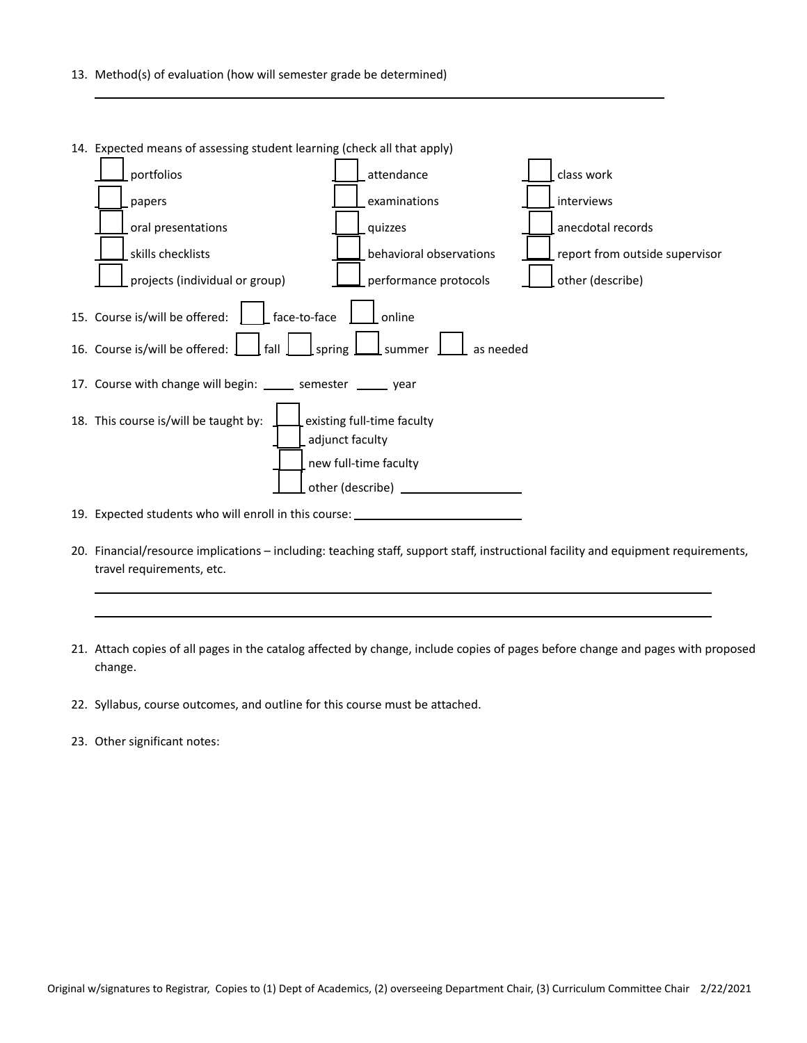13. Method(s) of evaluation (how will semester grade be determined)

_______________________________________________________________

14. Expected means of assessing student learning (check all that apply)

| | | |
|---|---|---|
| ☐ portfolios | ☐ attendance | ☐ class work |
| ☐ papers | ☐ examinations | ☐ interviews |
| ☐ oral presentations | ☐ quizzes | ☐ anecdotal records |
| ☐ skills checklists | ☐ behavioral observations | ☐ report from outside supervisor |
| ☐ projects (individual or group) | ☐ performance protocols | ☐ other (describe) |

15. Course is/will be offered: ☐ face-to-face ☐ online

16. Course is/will be offered: ☐ fall ☐ spring ☐ summer ☐ as needed

17. Course with change will begin: _____ semester _____ year

18. This course is/will be taught by:
    - ☐ existing full-time faculty
    - ☐ adjunct faculty
    - ☐ new full-time faculty
    - ☐ other (describe) ________________

19. Expected students who will enroll in this course: ________________________

20. Financial/resource implications – including: teaching staff, support staff, instructional facility and equipment requirements, travel requirements, etc.

_______________________________________________________________

_______________________________________________________________

21. Attach copies of all pages in the catalog affected by change, include copies of pages before change and pages with proposed change.

22. Syllabus, course outcomes, and outline for this course must be attached.

23. Other significant notes:

Original w/signatures to Registrar, Copies to (1) Dept of Academics, (2) overseeing Department Chair, (3) Curriculum Committee Chair 2/22/2021